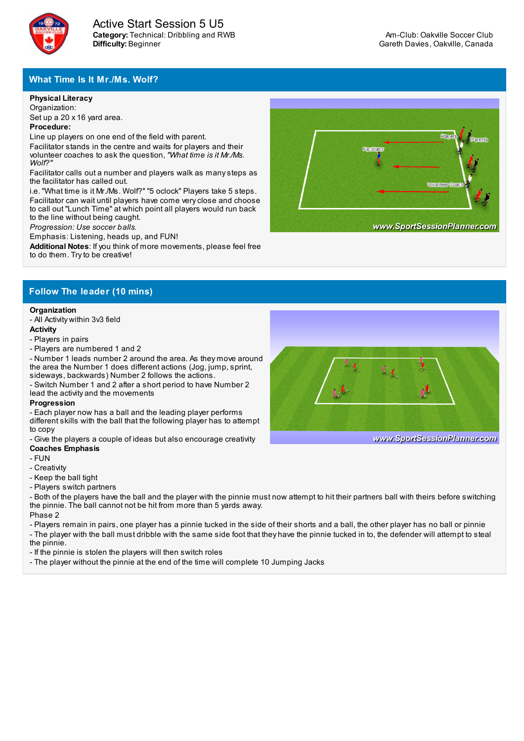# Active Start Session 5 U5

**Category:** Technical: Dribbling and RWB
**Difficulty:** Beginner

Am-Club: Oakville Soccer Club
Gareth Davies, Oakville, Canada

## What Time Is It Mr./Ms. Wolf?

**Physical Literacy**
Organization:
Set up a 20 x 16 yard area.
**Procedure:**
Line up players on one end of the field with parent.
Facilitator stands in the centre and waits for players and their volunteer coaches to ask the question, *"What time is it Mr./Ms. Wolf?"*
Facilitator calls out a number and players walk as many steps as the facilitator has called out.
i.e. "What time is it Mr./Ms. Wolf?" "5 oclock" Players take 5 steps.
Facilitator can wait until players have come very close and choose to call out "Lunch Time" at which point all players would run back to the line without being caught.
*Progression: Use soccer balls.*
Emphasis: Listening, heads up, and FUN!
**Additional Notes**: If you think of more movements, please feel free to do them. Try to be creative!

## Follow The leader (10 mins)

**Organization**
- All Activity within 3v3 field

**Activity**
- Players in pairs
- Players are numbered 1 and 2
- Number 1 leads number 2 around the area. As they move around the area the Number 1 does different actions (Jog, jump, sprint, sideways, backwards) Number 2 follows the actions.
- Switch Number 1 and 2 after a short period to have Number 2 lead the activity and the movements

**Progression**
- Each player now has a ball and the leading player performs different skills with the ball that the following player has to attempt to copy
- Give the players a couple of ideas but also encourage creativity

**Coaches Emphasis**
- FUN
- Creativity
- Keep the ball tight
- Players switch partners
- Both of the players have the ball and the player with the pinnie must now attempt to hit their partners ball with theirs before switching the pinnie. The ball cannot not be hit from more than 5 yards away.

Phase 2
- Players remain in pairs, one player has a pinnie tucked in the side of their shorts and a ball, the other player has no ball or pinnie
- The player with the ball must dribble with the same side foot that they have the pinnie tucked in to, the defender will attempt to steal the pinnie.
- If the pinnie is stolen the players will then switch roles
- The player without the pinnie at the end of the time will complete 10 Jumping Jacks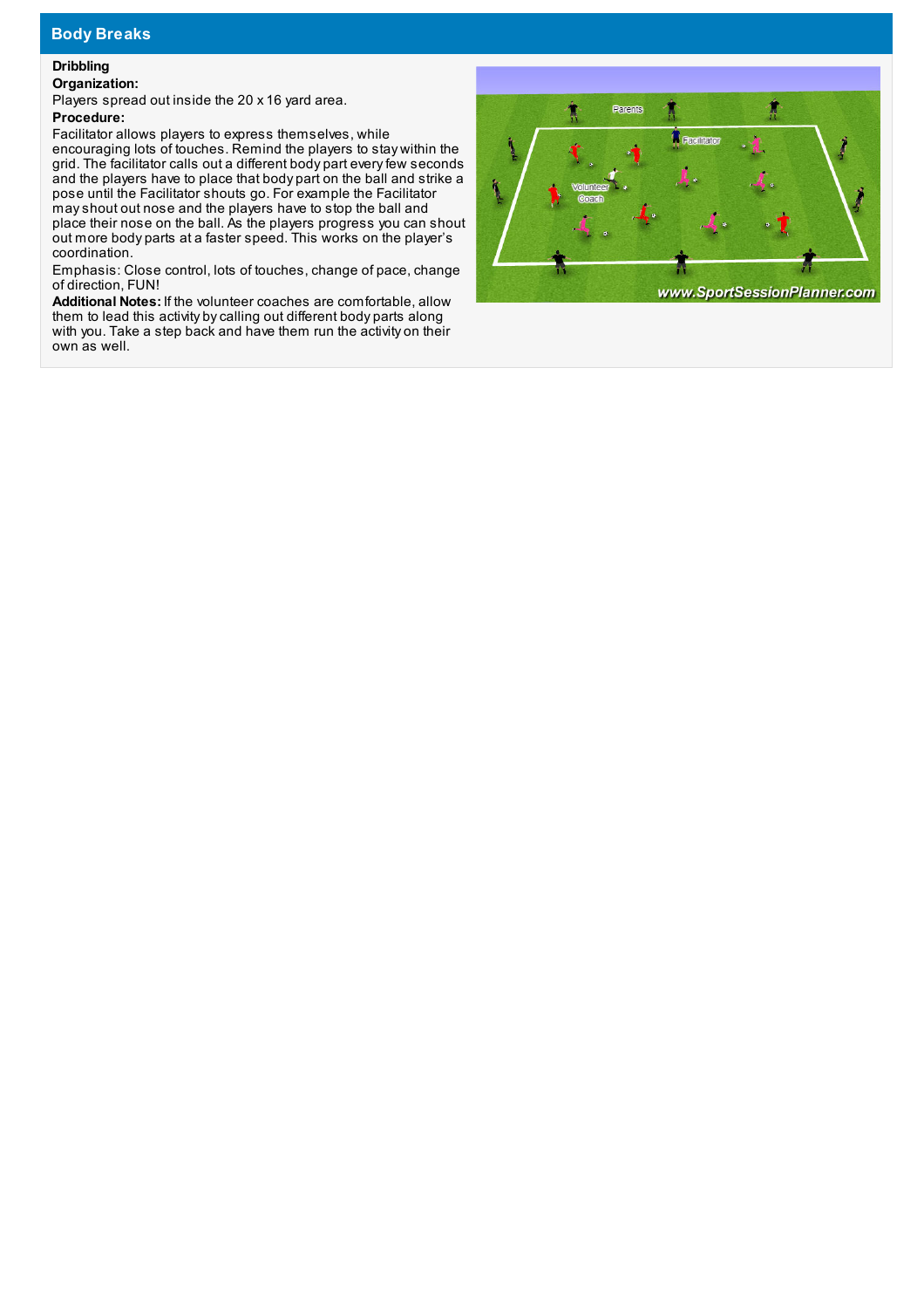## Body Breaks

**Dribbling**

**Organization:**

Players spread out inside the 20 x 16 yard area.

**Procedure:**

Facilitator allows players to express themselves, while encouraging lots of touches. Remind the players to stay within the grid. The facilitator calls out a different body part every few seconds and the players have to place that body part on the ball and strike a pose until the Facilitator shouts go. For example the Facilitator may shout out nose and the players have to stop the ball and place their nose on the ball. As the players progress you can shout out more body parts at a faster speed. This works on the player's coordination.

Emphasis: Close control, lots of touches, change of pace, change of direction, FUN!

**Additional Notes:** If the volunteer coaches are comfortable, allow them to lead this activity by calling out different body parts along with you. Take a step back and have them run the activity on their own as well.